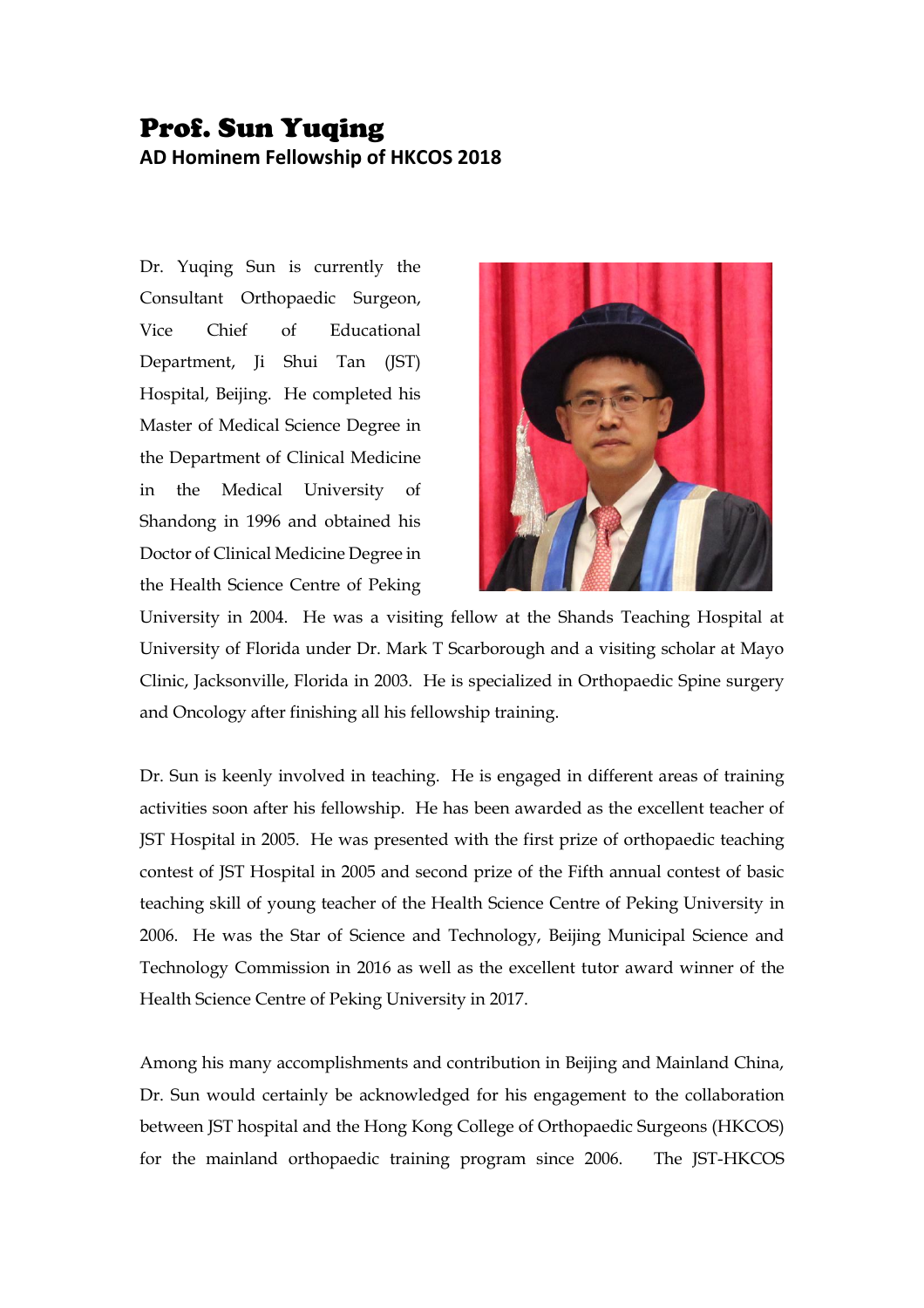# Prof. Sun Yuqing

**AD Hominem Fellowship of HKCOS 2018**

Dr. Yuqing Sun is currently the Consultant Orthopaedic Surgeon, Vice Chief of Educational Department, Ji Shui Tan (JST) Hospital, Beijing. He completed his Master of Medical Science Degree in the Department of Clinical Medicine in the Medical University of Shandong in 1996 and obtained his Doctor of Clinical Medicine Degree in the Health Science Centre of Peking University in 2004. He was a visiting fellow at the Shands Teaching Hospital at University of Florida under Dr. Mark T Scarborough and a visiting scholar at Mayo Clinic, Jacksonville, Florida in 2003. He is specialized in Orthopaedic Spine surgery and Oncology after finishing all his fellowship training.

Dr. Sun is keenly involved in teaching. He is engaged in different areas of training activities soon after his fellowship. He has been awarded as the excellent teacher of JST Hospital in 2005. He was presented with the first prize of orthopaedic teaching contest of JST Hospital in 2005 and second prize of the Fifth annual contest of basic teaching skill of young teacher of the Health Science Centre of Peking University in 2006. He was the Star of Science and Technology, Beijing Municipal Science and Technology Commission in 2016 as well as the excellent tutor award winner of the Health Science Centre of Peking University in 2017.

Among his many accomplishments and contribution in Beijing and Mainland China, Dr. Sun would certainly be acknowledged for his engagement to the collaboration between JST hospital and the Hong Kong College of Orthopaedic Surgeons (HKCOS) for the mainland orthopaedic training program since 2006. The JST-HKCOS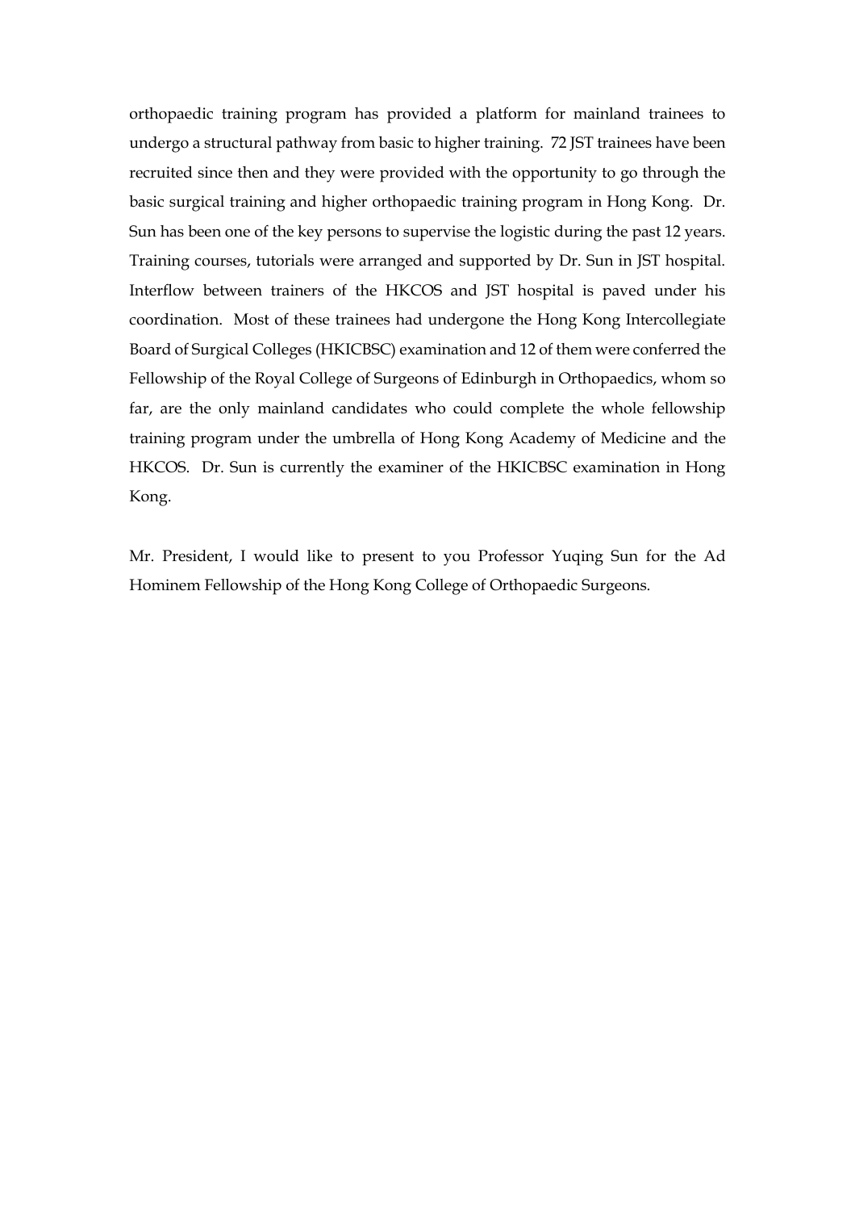orthopaedic training program has provided a platform for mainland trainees to undergo a structural pathway from basic to higher training. 72 JST trainees have been recruited since then and they were provided with the opportunity to go through the basic surgical training and higher orthopaedic training program in Hong Kong. Dr. Sun has been one of the key persons to supervise the logistic during the past 12 years. Training courses, tutorials were arranged and supported by Dr. Sun in JST hospital. Interflow between trainers of the HKCOS and JST hospital is paved under his coordination. Most of these trainees had undergone the Hong Kong Intercollegiate Board of Surgical Colleges (HKICBSC) examination and 12 of them were conferred the Fellowship of the Royal College of Surgeons of Edinburgh in Orthopaedics, whom so far, are the only mainland candidates who could complete the whole fellowship training program under the umbrella of Hong Kong Academy of Medicine and the HKCOS. Dr. Sun is currently the examiner of the HKICBSC examination in Hong Kong.

Mr. President, I would like to present to you Professor Yuqing Sun for the Ad Hominem Fellowship of the Hong Kong College of Orthopaedic Surgeons.